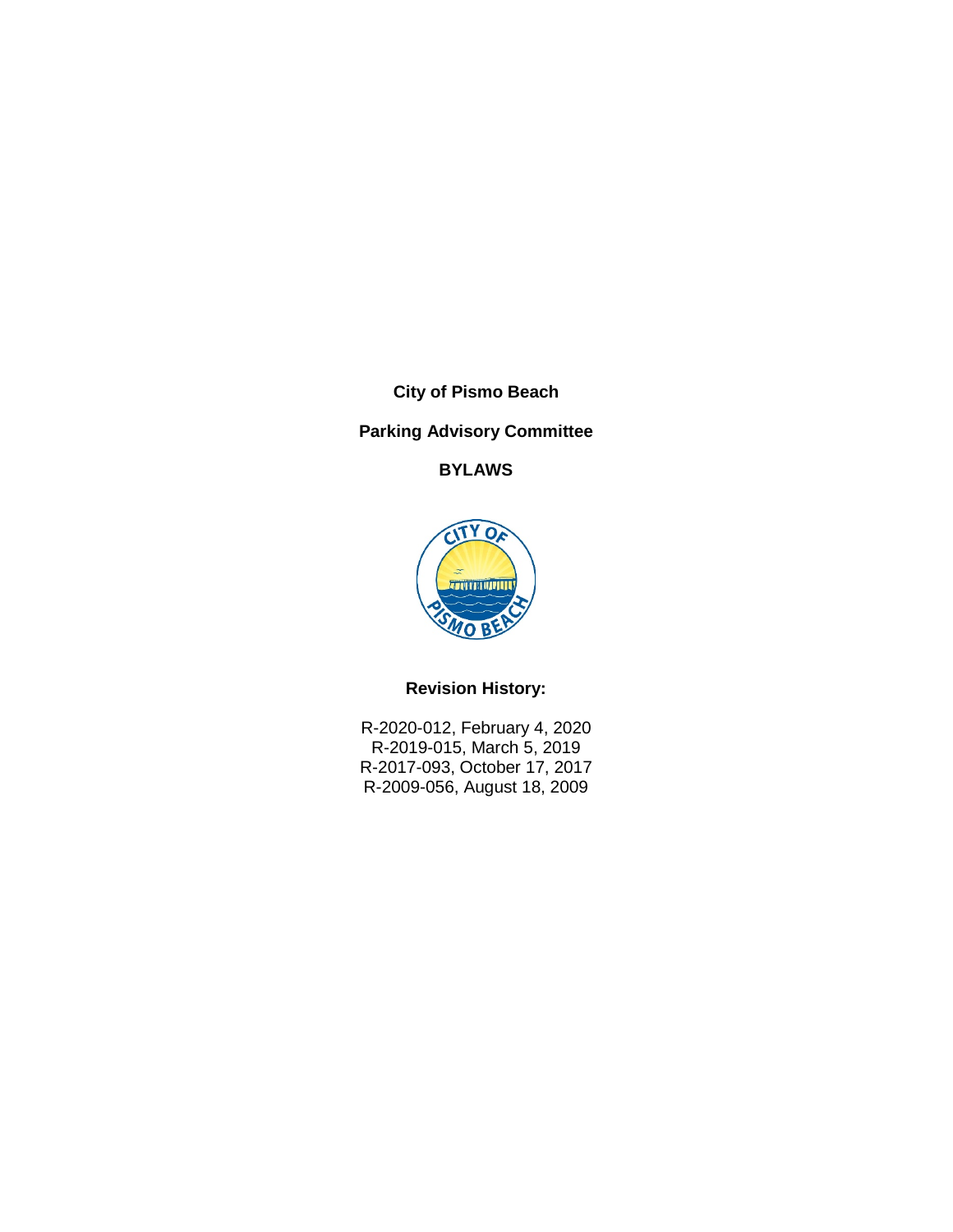**City of Pismo Beach**

**Parking Advisory Committee**

**BYLAWS**

**Revision History:**

R-2020-012, February 4, 2020
R-2019-015, March 5, 2019
R-2017-093, October 17, 2017
R-2009-056, August 18, 2009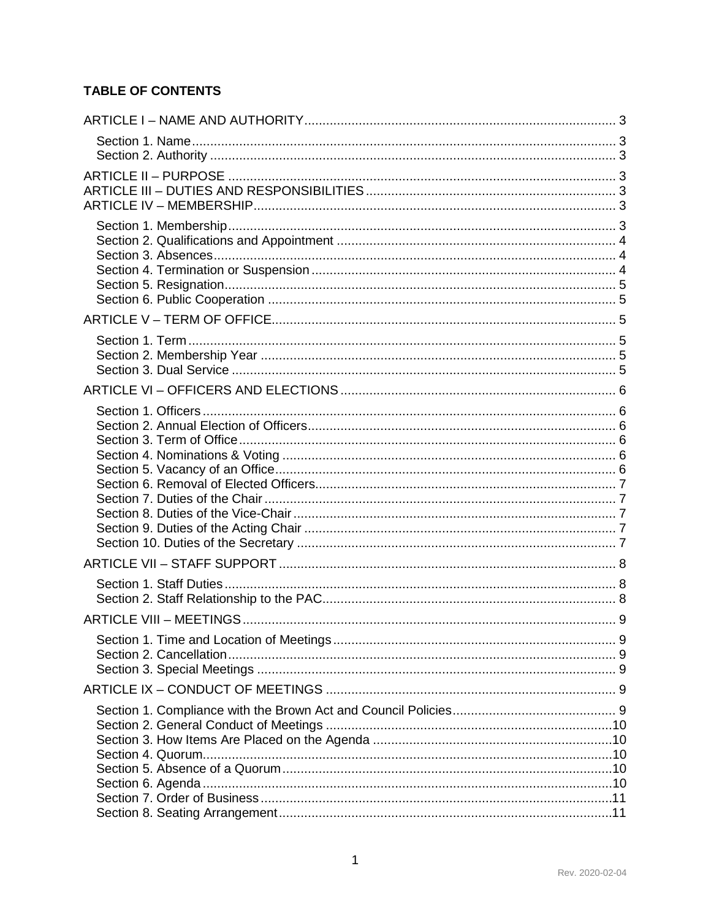**TABLE OF CONTENTS**

ARTICLE I – NAME AND AUTHORITY ..... 3

- Section 1. Name ..... 3
- Section 2. Authority ..... 3

ARTICLE II – PURPOSE ..... 3

ARTICLE III – DUTIES AND RESPONSIBILITIES ..... 3

ARTICLE IV – MEMBERSHIP ..... 3

- Section 1. Membership ..... 3
- Section 2. Qualifications and Appointment ..... 4
- Section 3. Absences ..... 4
- Section 4. Termination or Suspension ..... 4
- Section 5. Resignation ..... 5
- Section 6. Public Cooperation ..... 5

ARTICLE V – TERM OF OFFICE ..... 5

- Section 1. Term ..... 5
- Section 2. Membership Year ..... 5
- Section 3. Dual Service ..... 5

ARTICLE VI – OFFICERS AND ELECTIONS ..... 6

- Section 1. Officers ..... 6
- Section 2. Annual Election of Officers ..... 6
- Section 3. Term of Office ..... 6
- Section 4. Nominations & Voting ..... 6
- Section 5. Vacancy of an Office ..... 6
- Section 6. Removal of Elected Officers ..... 7
- Section 7. Duties of the Chair ..... 7
- Section 8. Duties of the Vice-Chair ..... 7
- Section 9. Duties of the Acting Chair ..... 7
- Section 10. Duties of the Secretary ..... 7

ARTICLE VII – STAFF SUPPORT ..... 8

- Section 1. Staff Duties ..... 8
- Section 2. Staff Relationship to the PAC ..... 8

ARTICLE VIII – MEETINGS ..... 9

- Section 1. Time and Location of Meetings ..... 9
- Section 2. Cancellation ..... 9
- Section 3. Special Meetings ..... 9

ARTICLE IX – CONDUCT OF MEETINGS ..... 9

- Section 1. Compliance with the Brown Act and Council Policies ..... 9
- Section 2. General Conduct of Meetings ..... 10
- Section 3. How Items Are Placed on the Agenda ..... 10
- Section 4. Quorum ..... 10
- Section 5. Absence of a Quorum ..... 10
- Section 6. Agenda ..... 10
- Section 7. Order of Business ..... 11
- Section 8. Seating Arrangement ..... 11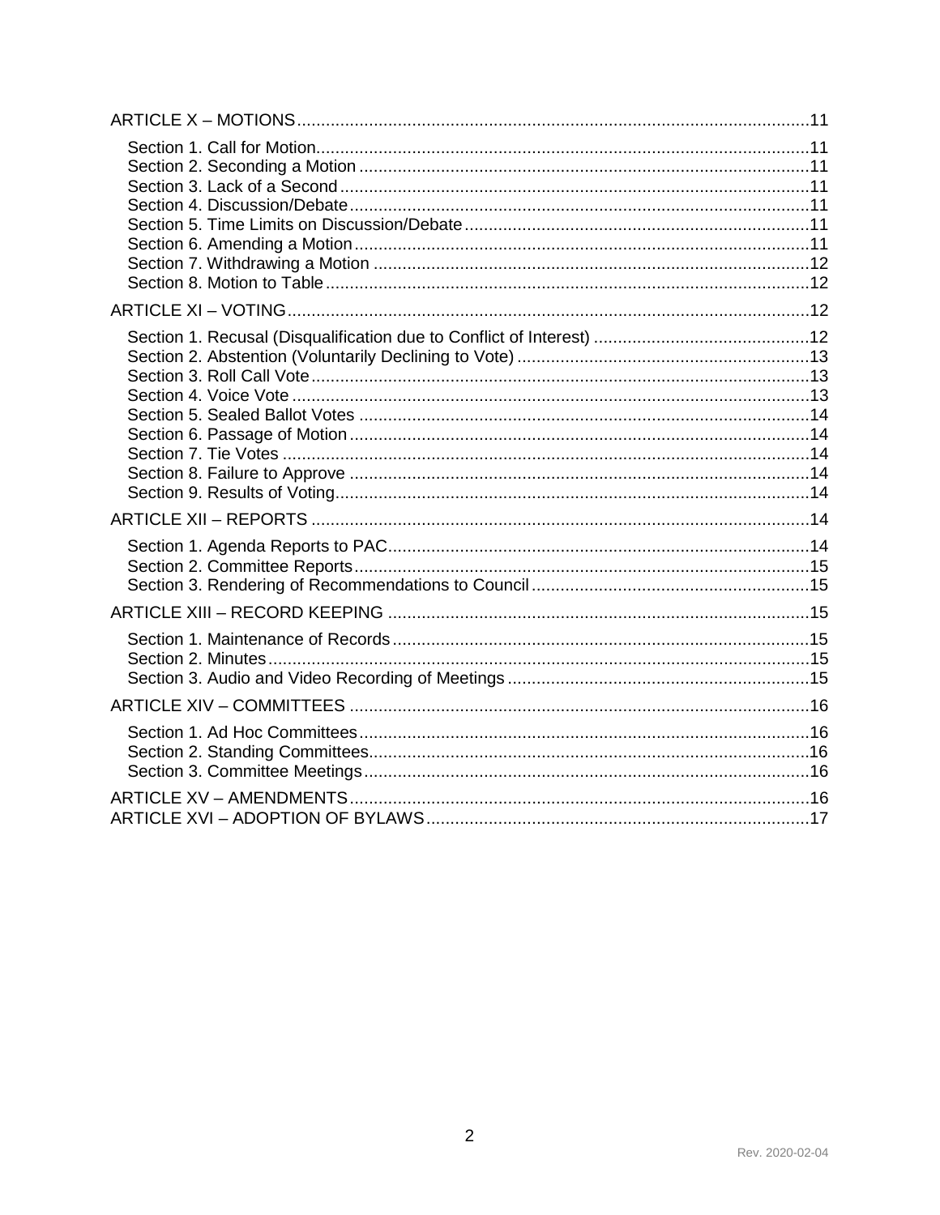ARTICLE X – MOTIONS ........................................................................................................11

- Section 1. Call for Motion ........................................................................................................11
- Section 2. Seconding a Motion ........................................................................................................11
- Section 3. Lack of a Second ........................................................................................................11
- Section 4. Discussion/Debate ........................................................................................................11
- Section 5. Time Limits on Discussion/Debate ........................................................................................................11
- Section 6. Amending a Motion ........................................................................................................11
- Section 7. Withdrawing a Motion ........................................................................................................12
- Section 8. Motion to Table ........................................................................................................12

ARTICLE XI – VOTING ........................................................................................................12

- Section 1. Recusal (Disqualification due to Conflict of Interest) ........................................................................................................12
- Section 2. Abstention (Voluntarily Declining to Vote) ........................................................................................................13
- Section 3. Roll Call Vote ........................................................................................................13
- Section 4. Voice Vote ........................................................................................................13
- Section 5. Sealed Ballot Votes ........................................................................................................14
- Section 6. Passage of Motion ........................................................................................................14
- Section 7. Tie Votes ........................................................................................................14
- Section 8. Failure to Approve ........................................................................................................14
- Section 9. Results of Voting ........................................................................................................14

ARTICLE XII – REPORTS ........................................................................................................14

- Section 1. Agenda Reports to PAC ........................................................................................................14
- Section 2. Committee Reports ........................................................................................................15
- Section 3. Rendering of Recommendations to Council ........................................................................................................15

ARTICLE XIII – RECORD KEEPING ........................................................................................................15

- Section 1. Maintenance of Records ........................................................................................................15
- Section 2. Minutes ........................................................................................................15
- Section 3. Audio and Video Recording of Meetings ........................................................................................................15

ARTICLE XIV – COMMITTEES ........................................................................................................16

- Section 1. Ad Hoc Committees ........................................................................................................16
- Section 2. Standing Committees ........................................................................................................16
- Section 3. Committee Meetings ........................................................................................................16

ARTICLE XV – AMENDMENTS ........................................................................................................16

ARTICLE XVI – ADOPTION OF BYLAWS ........................................................................................................17

Rev. 2020-02-04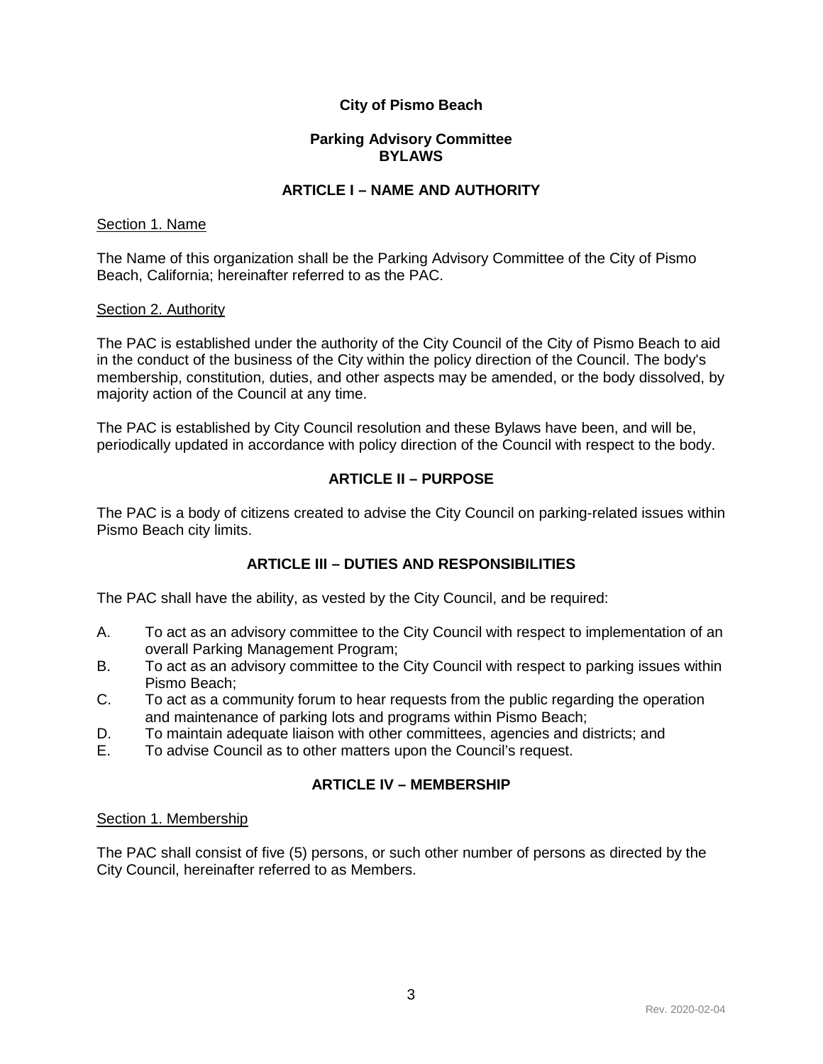**City of Pismo Beach**

**Parking Advisory Committee**
**BYLAWS**

## ARTICLE I – NAME AND AUTHORITY

Section 1. Name

The Name of this organization shall be the Parking Advisory Committee of the City of Pismo Beach, California; hereinafter referred to as the PAC.

Section 2. Authority

The PAC is established under the authority of the City Council of the City of Pismo Beach to aid in the conduct of the business of the City within the policy direction of the Council. The body's membership, constitution, duties, and other aspects may be amended, or the body dissolved, by majority action of the Council at any time.

The PAC is established by City Council resolution and these Bylaws have been, and will be, periodically updated in accordance with policy direction of the Council with respect to the body.

## ARTICLE II – PURPOSE

The PAC is a body of citizens created to advise the City Council on parking-related issues within Pismo Beach city limits.

## ARTICLE III – DUTIES AND RESPONSIBILITIES

The PAC shall have the ability, as vested by the City Council, and be required:

A. To act as an advisory committee to the City Council with respect to implementation of an overall Parking Management Program;
B. To act as an advisory committee to the City Council with respect to parking issues within Pismo Beach;
C. To act as a community forum to hear requests from the public regarding the operation and maintenance of parking lots and programs within Pismo Beach;
D. To maintain adequate liaison with other committees, agencies and districts; and
E. To advise Council as to other matters upon the Council's request.

## ARTICLE IV – MEMBERSHIP

Section 1. Membership

The PAC shall consist of five (5) persons, or such other number of persons as directed by the City Council, hereinafter referred to as Members.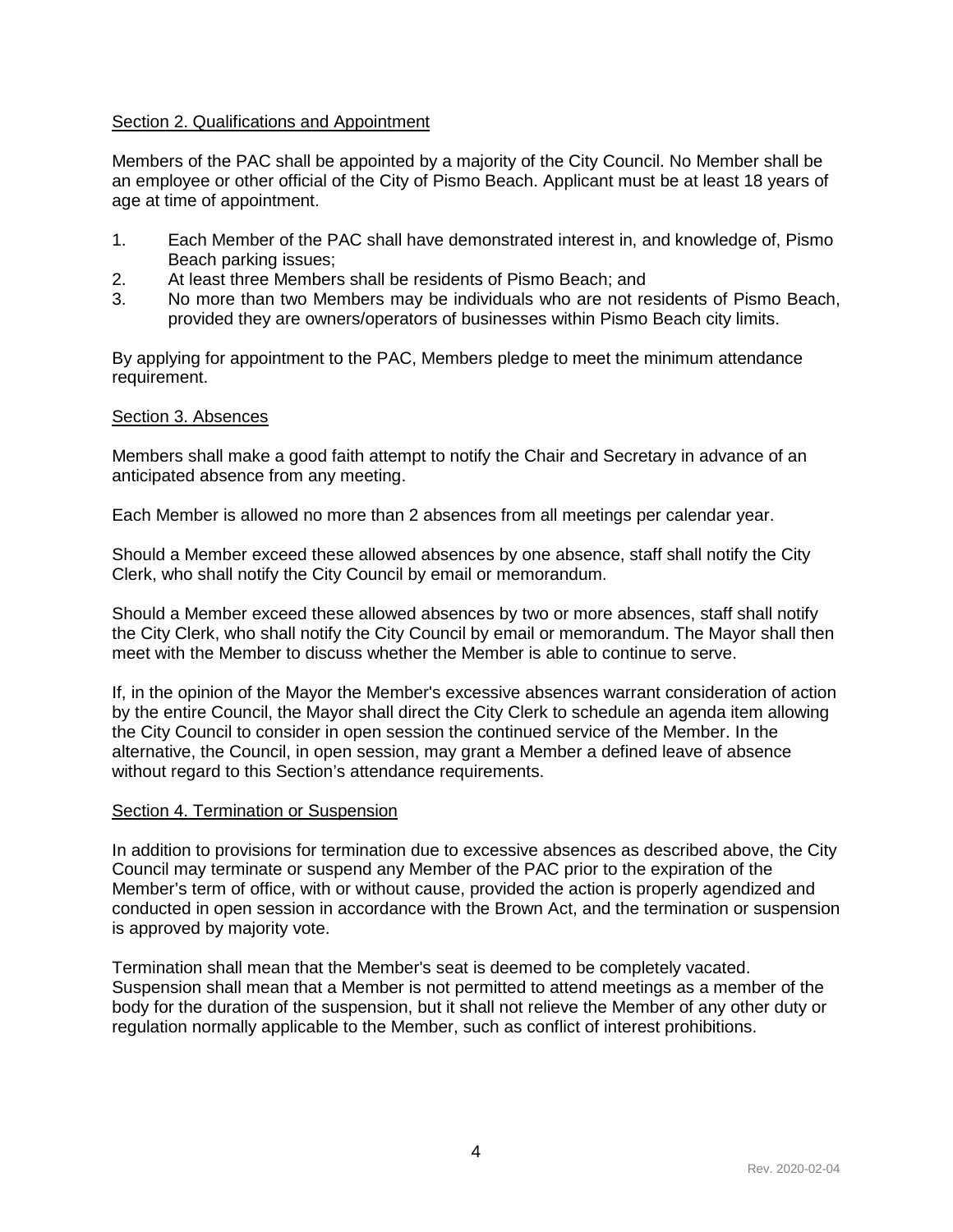## Section 2. Qualifications and Appointment

Members of the PAC shall be appointed by a majority of the City Council. No Member shall be an employee or other official of the City of Pismo Beach. Applicant must be at least 18 years of age at time of appointment.

1. Each Member of the PAC shall have demonstrated interest in, and knowledge of, Pismo Beach parking issues;
2. At least three Members shall be residents of Pismo Beach; and
3. No more than two Members may be individuals who are not residents of Pismo Beach, provided they are owners/operators of businesses within Pismo Beach city limits.

By applying for appointment to the PAC, Members pledge to meet the minimum attendance requirement.

## Section 3. Absences

Members shall make a good faith attempt to notify the Chair and Secretary in advance of an anticipated absence from any meeting.

Each Member is allowed no more than 2 absences from all meetings per calendar year.

Should a Member exceed these allowed absences by one absence, staff shall notify the City Clerk, who shall notify the City Council by email or memorandum.

Should a Member exceed these allowed absences by two or more absences, staff shall notify the City Clerk, who shall notify the City Council by email or memorandum. The Mayor shall then meet with the Member to discuss whether the Member is able to continue to serve.

If, in the opinion of the Mayor the Member's excessive absences warrant consideration of action by the entire Council, the Mayor shall direct the City Clerk to schedule an agenda item allowing the City Council to consider in open session the continued service of the Member. In the alternative, the Council, in open session, may grant a Member a defined leave of absence without regard to this Section's attendance requirements.

## Section 4. Termination or Suspension

In addition to provisions for termination due to excessive absences as described above, the City Council may terminate or suspend any Member of the PAC prior to the expiration of the Member's term of office, with or without cause, provided the action is properly agendized and conducted in open session in accordance with the Brown Act, and the termination or suspension is approved by majority vote.

Termination shall mean that the Member's seat is deemed to be completely vacated. Suspension shall mean that a Member is not permitted to attend meetings as a member of the body for the duration of the suspension, but it shall not relieve the Member of any other duty or regulation normally applicable to the Member, such as conflict of interest prohibitions.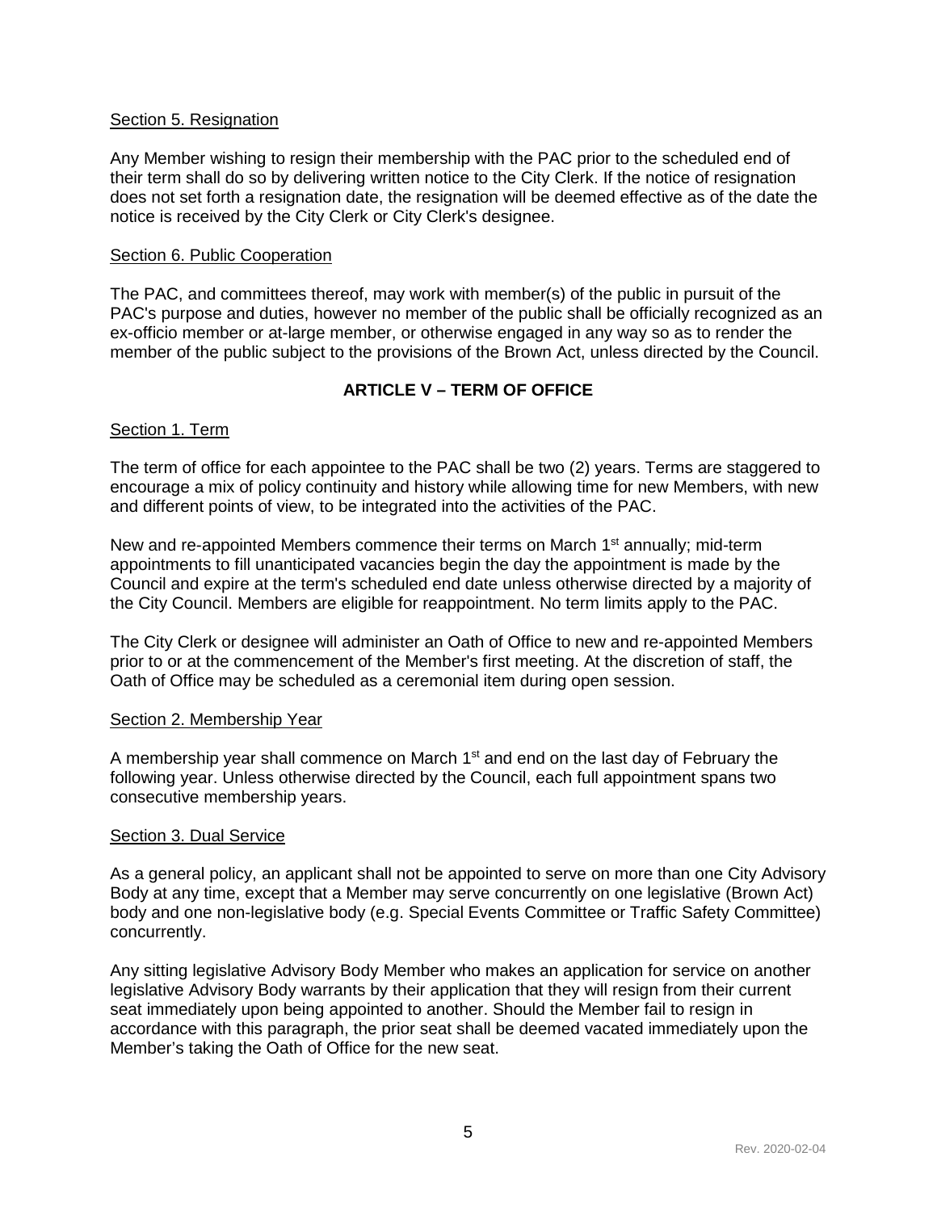Section 5. Resignation

Any Member wishing to resign their membership with the PAC prior to the scheduled end of their term shall do so by delivering written notice to the City Clerk. If the notice of resignation does not set forth a resignation date, the resignation will be deemed effective as of the date the notice is received by the City Clerk or City Clerk's designee.

Section 6. Public Cooperation

The PAC, and committees thereof, may work with member(s) of the public in pursuit of the PAC's purpose and duties, however no member of the public shall be officially recognized as an ex-officio member or at-large member, or otherwise engaged in any way so as to render the member of the public subject to the provisions of the Brown Act, unless directed by the Council.

## ARTICLE V – TERM OF OFFICE

Section 1. Term

The term of office for each appointee to the PAC shall be two (2) years. Terms are staggered to encourage a mix of policy continuity and history while allowing time for new Members, with new and different points of view, to be integrated into the activities of the PAC.

New and re-appointed Members commence their terms on March 1st annually; mid-term appointments to fill unanticipated vacancies begin the day the appointment is made by the Council and expire at the term's scheduled end date unless otherwise directed by a majority of the City Council. Members are eligible for reappointment. No term limits apply to the PAC.

The City Clerk or designee will administer an Oath of Office to new and re-appointed Members prior to or at the commencement of the Member's first meeting. At the discretion of staff, the Oath of Office may be scheduled as a ceremonial item during open session.

Section 2. Membership Year

A membership year shall commence on March 1st and end on the last day of February the following year. Unless otherwise directed by the Council, each full appointment spans two consecutive membership years.

Section 3. Dual Service

As a general policy, an applicant shall not be appointed to serve on more than one City Advisory Body at any time, except that a Member may serve concurrently on one legislative (Brown Act) body and one non-legislative body (e.g. Special Events Committee or Traffic Safety Committee) concurrently.

Any sitting legislative Advisory Body Member who makes an application for service on another legislative Advisory Body warrants by their application that they will resign from their current seat immediately upon being appointed to another. Should the Member fail to resign in accordance with this paragraph, the prior seat shall be deemed vacated immediately upon the Member's taking the Oath of Office for the new seat.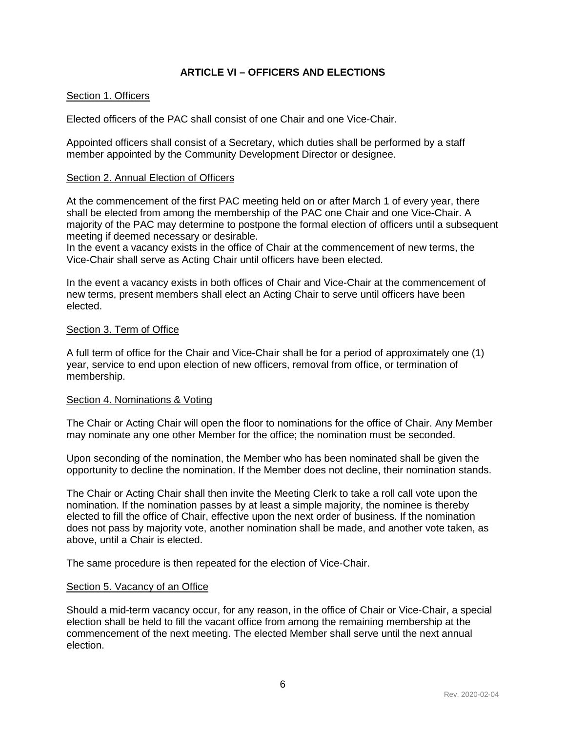# ARTICLE VI – OFFICERS AND ELECTIONS

## Section 1. Officers

Elected officers of the PAC shall consist of one Chair and one Vice-Chair.

Appointed officers shall consist of a Secretary, which duties shall be performed by a staff member appointed by the Community Development Director or designee.

## Section 2. Annual Election of Officers

At the commencement of the first PAC meeting held on or after March 1 of every year, there shall be elected from among the membership of the PAC one Chair and one Vice-Chair. A majority of the PAC may determine to postpone the formal election of officers until a subsequent meeting if deemed necessary or desirable.
In the event a vacancy exists in the office of Chair at the commencement of new terms, the Vice-Chair shall serve as Acting Chair until officers have been elected.

In the event a vacancy exists in both offices of Chair and Vice-Chair at the commencement of new terms, present members shall elect an Acting Chair to serve until officers have been elected.

## Section 3. Term of Office

A full term of office for the Chair and Vice-Chair shall be for a period of approximately one (1) year, service to end upon election of new officers, removal from office, or termination of membership.

## Section 4. Nominations & Voting

The Chair or Acting Chair will open the floor to nominations for the office of Chair. Any Member may nominate any one other Member for the office; the nomination must be seconded.

Upon seconding of the nomination, the Member who has been nominated shall be given the opportunity to decline the nomination. If the Member does not decline, their nomination stands.

The Chair or Acting Chair shall then invite the Meeting Clerk to take a roll call vote upon the nomination. If the nomination passes by at least a simple majority, the nominee is thereby elected to fill the office of Chair, effective upon the next order of business. If the nomination does not pass by majority vote, another nomination shall be made, and another vote taken, as above, until a Chair is elected.

The same procedure is then repeated for the election of Vice-Chair.

## Section 5. Vacancy of an Office

Should a mid-term vacancy occur, for any reason, in the office of Chair or Vice-Chair, a special election shall be held to fill the vacant office from among the remaining membership at the commencement of the next meeting. The elected Member shall serve until the next annual election.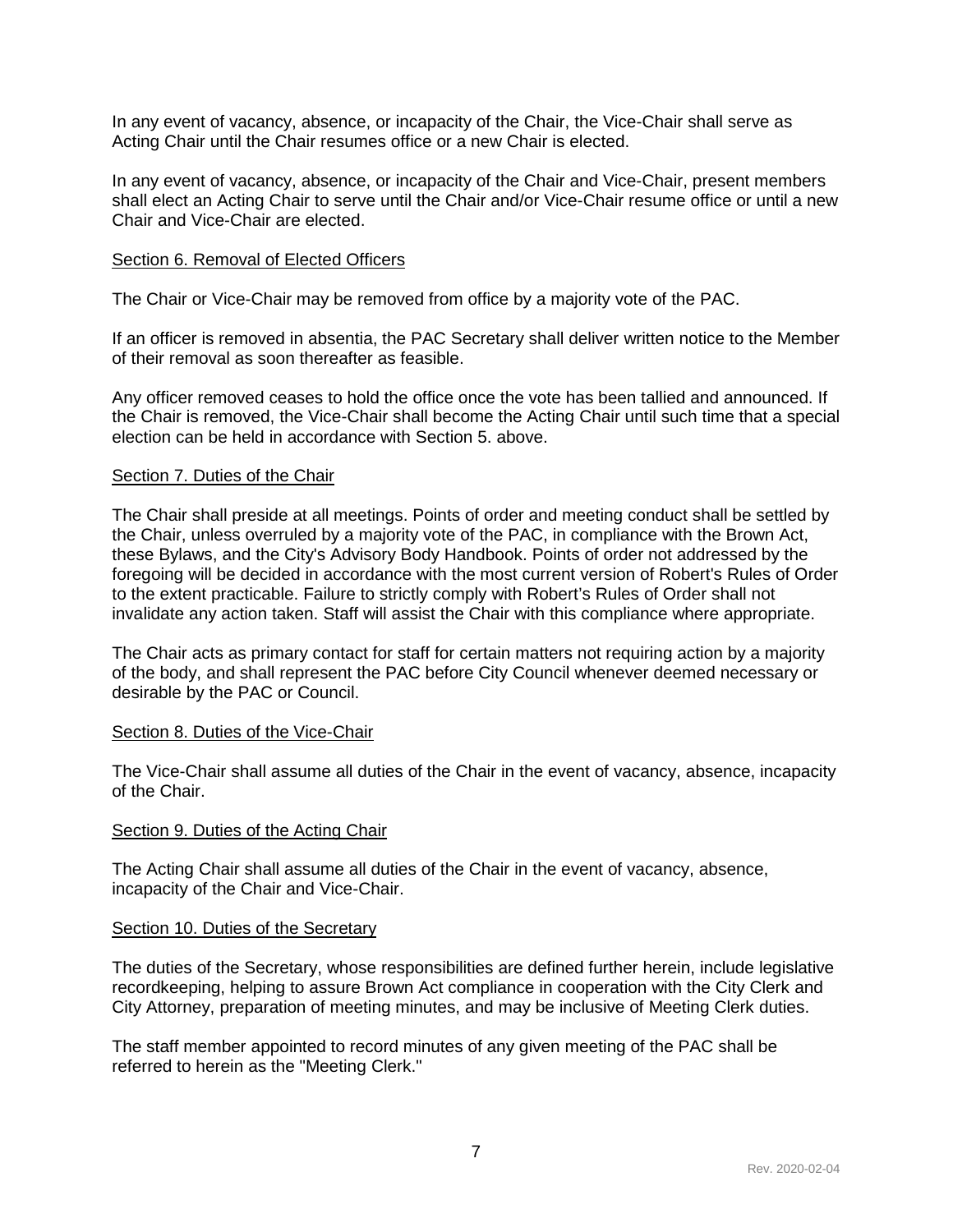In any event of vacancy, absence, or incapacity of the Chair, the Vice-Chair shall serve as Acting Chair until the Chair resumes office or a new Chair is elected.

In any event of vacancy, absence, or incapacity of the Chair and Vice-Chair, present members shall elect an Acting Chair to serve until the Chair and/or Vice-Chair resume office or until a new Chair and Vice-Chair are elected.

<u>Section 6. Removal of Elected Officers</u>

The Chair or Vice-Chair may be removed from office by a majority vote of the PAC.

If an officer is removed in absentia, the PAC Secretary shall deliver written notice to the Member of their removal as soon thereafter as feasible.

Any officer removed ceases to hold the office once the vote has been tallied and announced. If the Chair is removed, the Vice-Chair shall become the Acting Chair until such time that a special election can be held in accordance with Section 5. above.

<u>Section 7. Duties of the Chair</u>

The Chair shall preside at all meetings. Points of order and meeting conduct shall be settled by the Chair, unless overruled by a majority vote of the PAC, in compliance with the Brown Act, these Bylaws, and the City's Advisory Body Handbook. Points of order not addressed by the foregoing will be decided in accordance with the most current version of Robert's Rules of Order to the extent practicable. Failure to strictly comply with Robert's Rules of Order shall not invalidate any action taken. Staff will assist the Chair with this compliance where appropriate.

The Chair acts as primary contact for staff for certain matters not requiring action by a majority of the body, and shall represent the PAC before City Council whenever deemed necessary or desirable by the PAC or Council.

<u>Section 8. Duties of the Vice-Chair</u>

The Vice-Chair shall assume all duties of the Chair in the event of vacancy, absence, incapacity of the Chair.

<u>Section 9. Duties of the Acting Chair</u>

The Acting Chair shall assume all duties of the Chair in the event of vacancy, absence, incapacity of the Chair and Vice-Chair.

<u>Section 10. Duties of the Secretary</u>

The duties of the Secretary, whose responsibilities are defined further herein, include legislative recordkeeping, helping to assure Brown Act compliance in cooperation with the City Clerk and City Attorney, preparation of meeting minutes, and may be inclusive of Meeting Clerk duties.

The staff member appointed to record minutes of any given meeting of the PAC shall be referred to herein as the "Meeting Clerk."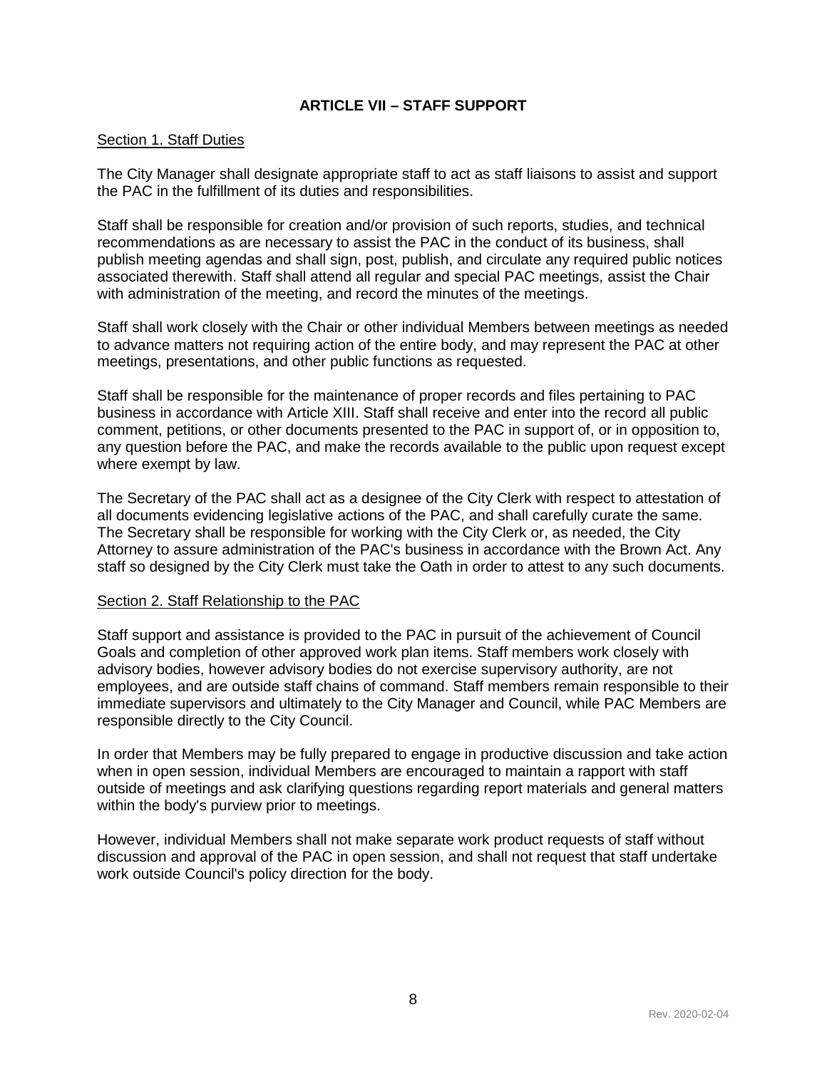## ARTICLE VII – STAFF SUPPORT

### Section 1. Staff Duties

The City Manager shall designate appropriate staff to act as staff liaisons to assist and support the PAC in the fulfillment of its duties and responsibilities.

Staff shall be responsible for creation and/or provision of such reports, studies, and technical recommendations as are necessary to assist the PAC in the conduct of its business, shall publish meeting agendas and shall sign, post, publish, and circulate any required public notices associated therewith. Staff shall attend all regular and special PAC meetings, assist the Chair with administration of the meeting, and record the minutes of the meetings.

Staff shall work closely with the Chair or other individual Members between meetings as needed to advance matters not requiring action of the entire body, and may represent the PAC at other meetings, presentations, and other public functions as requested.

Staff shall be responsible for the maintenance of proper records and files pertaining to PAC business in accordance with Article XIII. Staff shall receive and enter into the record all public comment, petitions, or other documents presented to the PAC in support of, or in opposition to, any question before the PAC, and make the records available to the public upon request except where exempt by law.

The Secretary of the PAC shall act as a designee of the City Clerk with respect to attestation of all documents evidencing legislative actions of the PAC, and shall carefully curate the same. The Secretary shall be responsible for working with the City Clerk or, as needed, the City Attorney to assure administration of the PAC's business in accordance with the Brown Act. Any staff so designed by the City Clerk must take the Oath in order to attest to any such documents.

### Section 2. Staff Relationship to the PAC

Staff support and assistance is provided to the PAC in pursuit of the achievement of Council Goals and completion of other approved work plan items. Staff members work closely with advisory bodies, however advisory bodies do not exercise supervisory authority, are not employees, and are outside staff chains of command. Staff members remain responsible to their immediate supervisors and ultimately to the City Manager and Council, while PAC Members are responsible directly to the City Council.

In order that Members may be fully prepared to engage in productive discussion and take action when in open session, individual Members are encouraged to maintain a rapport with staff outside of meetings and ask clarifying questions regarding report materials and general matters within the body's purview prior to meetings.

However, individual Members shall not make separate work product requests of staff without discussion and approval of the PAC in open session, and shall not request that staff undertake work outside Council's policy direction for the body.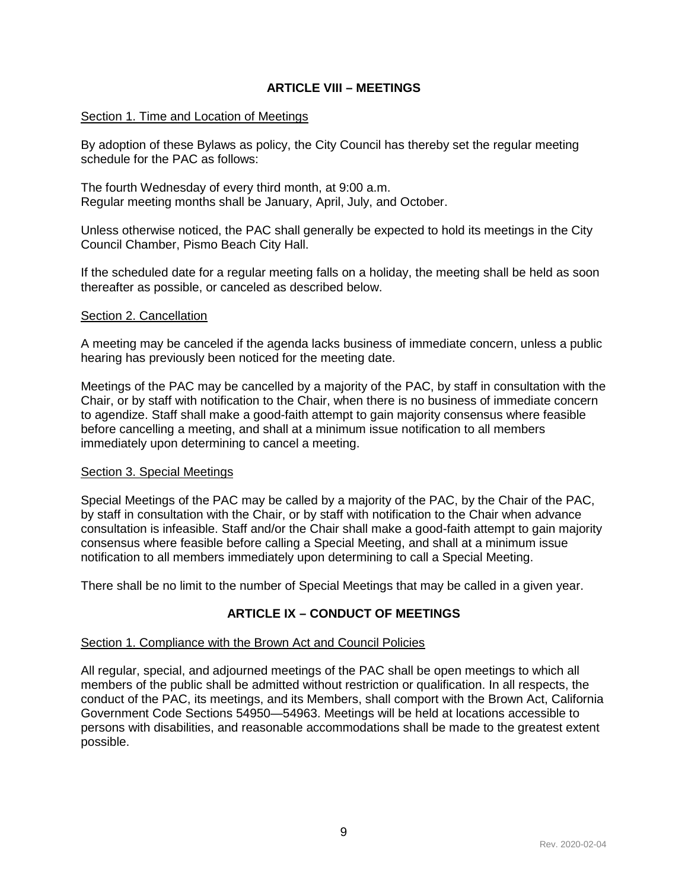## ARTICLE VIII – MEETINGS

Section 1. Time and Location of Meetings

By adoption of these Bylaws as policy, the City Council has thereby set the regular meeting schedule for the PAC as follows:

The fourth Wednesday of every third month, at 9:00 a.m.
Regular meeting months shall be January, April, July, and October.

Unless otherwise noticed, the PAC shall generally be expected to hold its meetings in the City Council Chamber, Pismo Beach City Hall.

If the scheduled date for a regular meeting falls on a holiday, the meeting shall be held as soon thereafter as possible, or canceled as described below.

Section 2. Cancellation

A meeting may be canceled if the agenda lacks business of immediate concern, unless a public hearing has previously been noticed for the meeting date.

Meetings of the PAC may be cancelled by a majority of the PAC, by staff in consultation with the Chair, or by staff with notification to the Chair, when there is no business of immediate concern to agendize. Staff shall make a good-faith attempt to gain majority consensus where feasible before cancelling a meeting, and shall at a minimum issue notification to all members immediately upon determining to cancel a meeting.

Section 3. Special Meetings

Special Meetings of the PAC may be called by a majority of the PAC, by the Chair of the PAC, by staff in consultation with the Chair, or by staff with notification to the Chair when advance consultation is infeasible. Staff and/or the Chair shall make a good-faith attempt to gain majority consensus where feasible before calling a Special Meeting, and shall at a minimum issue notification to all members immediately upon determining to call a Special Meeting.

There shall be no limit to the number of Special Meetings that may be called in a given year.

## ARTICLE IX – CONDUCT OF MEETINGS

Section 1. Compliance with the Brown Act and Council Policies

All regular, special, and adjourned meetings of the PAC shall be open meetings to which all members of the public shall be admitted without restriction or qualification. In all respects, the conduct of the PAC, its meetings, and its Members, shall comport with the Brown Act, California Government Code Sections 54950—54963. Meetings will be held at locations accessible to persons with disabilities, and reasonable accommodations shall be made to the greatest extent possible.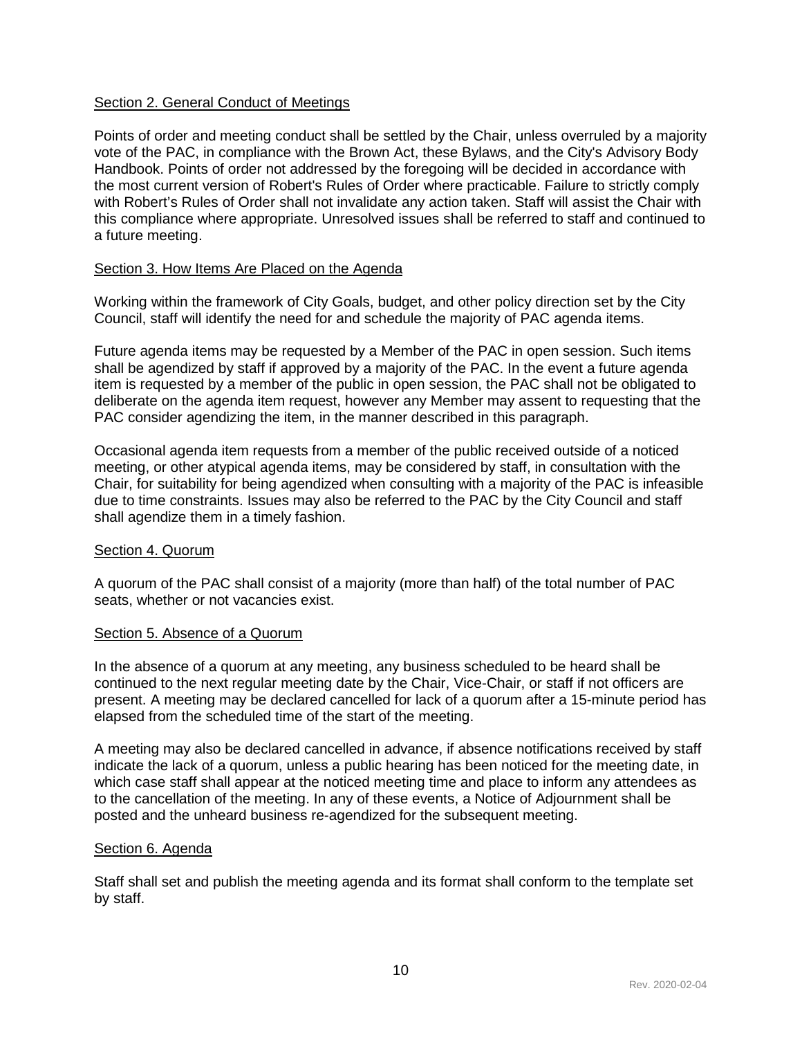Section 2. General Conduct of Meetings

Points of order and meeting conduct shall be settled by the Chair, unless overruled by a majority vote of the PAC, in compliance with the Brown Act, these Bylaws, and the City's Advisory Body Handbook. Points of order not addressed by the foregoing will be decided in accordance with the most current version of Robert's Rules of Order where practicable. Failure to strictly comply with Robert's Rules of Order shall not invalidate any action taken. Staff will assist the Chair with this compliance where appropriate. Unresolved issues shall be referred to staff and continued to a future meeting.

Section 3. How Items Are Placed on the Agenda

Working within the framework of City Goals, budget, and other policy direction set by the City Council, staff will identify the need for and schedule the majority of PAC agenda items.

Future agenda items may be requested by a Member of the PAC in open session. Such items shall be agendized by staff if approved by a majority of the PAC. In the event a future agenda item is requested by a member of the public in open session, the PAC shall not be obligated to deliberate on the agenda item request, however any Member may assent to requesting that the PAC consider agendizing the item, in the manner described in this paragraph.

Occasional agenda item requests from a member of the public received outside of a noticed meeting, or other atypical agenda items, may be considered by staff, in consultation with the Chair, for suitability for being agendized when consulting with a majority of the PAC is infeasible due to time constraints. Issues may also be referred to the PAC by the City Council and staff shall agendize them in a timely fashion.

Section 4. Quorum

A quorum of the PAC shall consist of a majority (more than half) of the total number of PAC seats, whether or not vacancies exist.

Section 5. Absence of a Quorum

In the absence of a quorum at any meeting, any business scheduled to be heard shall be continued to the next regular meeting date by the Chair, Vice-Chair, or staff if not officers are present. A meeting may be declared cancelled for lack of a quorum after a 15-minute period has elapsed from the scheduled time of the start of the meeting.

A meeting may also be declared cancelled in advance, if absence notifications received by staff indicate the lack of a quorum, unless a public hearing has been noticed for the meeting date, in which case staff shall appear at the noticed meeting time and place to inform any attendees as to the cancellation of the meeting. In any of these events, a Notice of Adjournment shall be posted and the unheard business re-agendized for the subsequent meeting.

Section 6. Agenda

Staff shall set and publish the meeting agenda and its format shall conform to the template set by staff.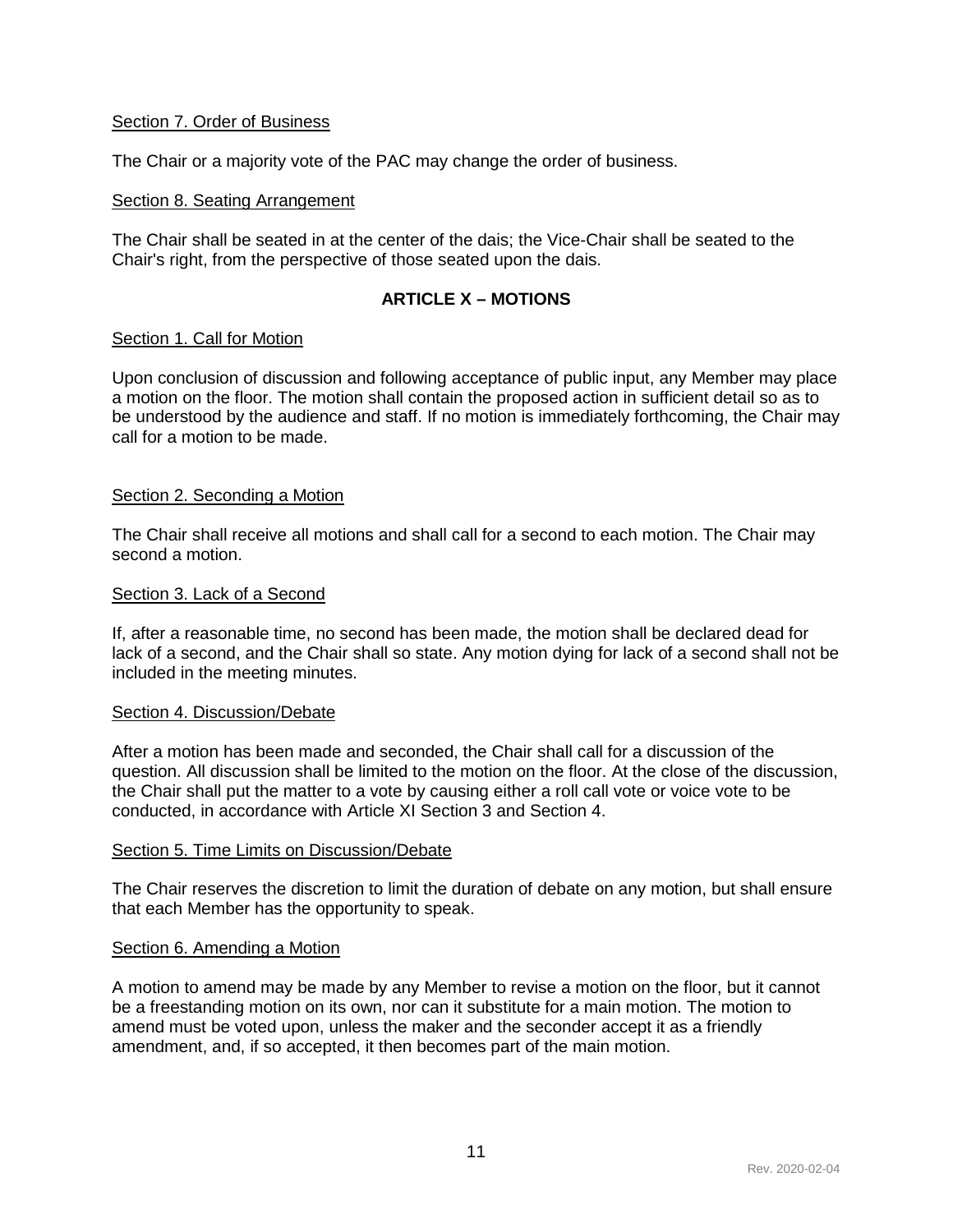Section 7. Order of Business

The Chair or a majority vote of the PAC may change the order of business.

Section 8. Seating Arrangement

The Chair shall be seated in at the center of the dais; the Vice-Chair shall be seated to the Chair's right, from the perspective of those seated upon the dais.

## ARTICLE X – MOTIONS

Section 1. Call for Motion

Upon conclusion of discussion and following acceptance of public input, any Member may place a motion on the floor. The motion shall contain the proposed action in sufficient detail so as to be understood by the audience and staff. If no motion is immediately forthcoming, the Chair may call for a motion to be made.

Section 2. Seconding a Motion

The Chair shall receive all motions and shall call for a second to each motion. The Chair may second a motion.

Section 3. Lack of a Second

If, after a reasonable time, no second has been made, the motion shall be declared dead for lack of a second, and the Chair shall so state. Any motion dying for lack of a second shall not be included in the meeting minutes.

Section 4. Discussion/Debate

After a motion has been made and seconded, the Chair shall call for a discussion of the question. All discussion shall be limited to the motion on the floor. At the close of the discussion, the Chair shall put the matter to a vote by causing either a roll call vote or voice vote to be conducted, in accordance with Article XI Section 3 and Section 4.

Section 5. Time Limits on Discussion/Debate

The Chair reserves the discretion to limit the duration of debate on any motion, but shall ensure that each Member has the opportunity to speak.

Section 6. Amending a Motion

A motion to amend may be made by any Member to revise a motion on the floor, but it cannot be a freestanding motion on its own, nor can it substitute for a main motion. The motion to amend must be voted upon, unless the maker and the seconder accept it as a friendly amendment, and, if so accepted, it then becomes part of the main motion.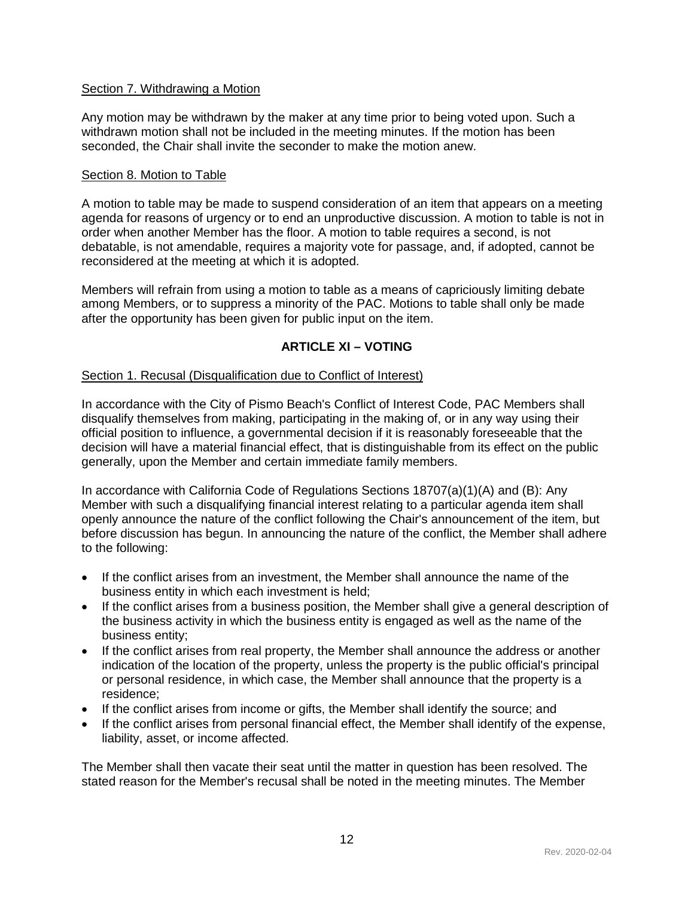Section 7. Withdrawing a Motion

Any motion may be withdrawn by the maker at any time prior to being voted upon. Such a withdrawn motion shall not be included in the meeting minutes. If the motion has been seconded, the Chair shall invite the seconder to make the motion anew.

Section 8. Motion to Table

A motion to table may be made to suspend consideration of an item that appears on a meeting agenda for reasons of urgency or to end an unproductive discussion. A motion to table is not in order when another Member has the floor. A motion to table requires a second, is not debatable, is not amendable, requires a majority vote for passage, and, if adopted, cannot be reconsidered at the meeting at which it is adopted.

Members will refrain from using a motion to table as a means of capriciously limiting debate among Members, or to suppress a minority of the PAC. Motions to table shall only be made after the opportunity has been given for public input on the item.

## ARTICLE XI – VOTING

Section 1. Recusal (Disqualification due to Conflict of Interest)

In accordance with the City of Pismo Beach's Conflict of Interest Code, PAC Members shall disqualify themselves from making, participating in the making of, or in any way using their official position to influence, a governmental decision if it is reasonably foreseeable that the decision will have a material financial effect, that is distinguishable from its effect on the public generally, upon the Member and certain immediate family members.

In accordance with California Code of Regulations Sections 18707(a)(1)(A) and (B): Any Member with such a disqualifying financial interest relating to a particular agenda item shall openly announce the nature of the conflict following the Chair's announcement of the item, but before discussion has begun. In announcing the nature of the conflict, the Member shall adhere to the following:

- If the conflict arises from an investment, the Member shall announce the name of the business entity in which each investment is held;
- If the conflict arises from a business position, the Member shall give a general description of the business activity in which the business entity is engaged as well as the name of the business entity;
- If the conflict arises from real property, the Member shall announce the address or another indication of the location of the property, unless the property is the public official's principal or personal residence, in which case, the Member shall announce that the property is a residence;
- If the conflict arises from income or gifts, the Member shall identify the source; and
- If the conflict arises from personal financial effect, the Member shall identify of the expense, liability, asset, or income affected.

The Member shall then vacate their seat until the matter in question has been resolved. The stated reason for the Member's recusal shall be noted in the meeting minutes. The Member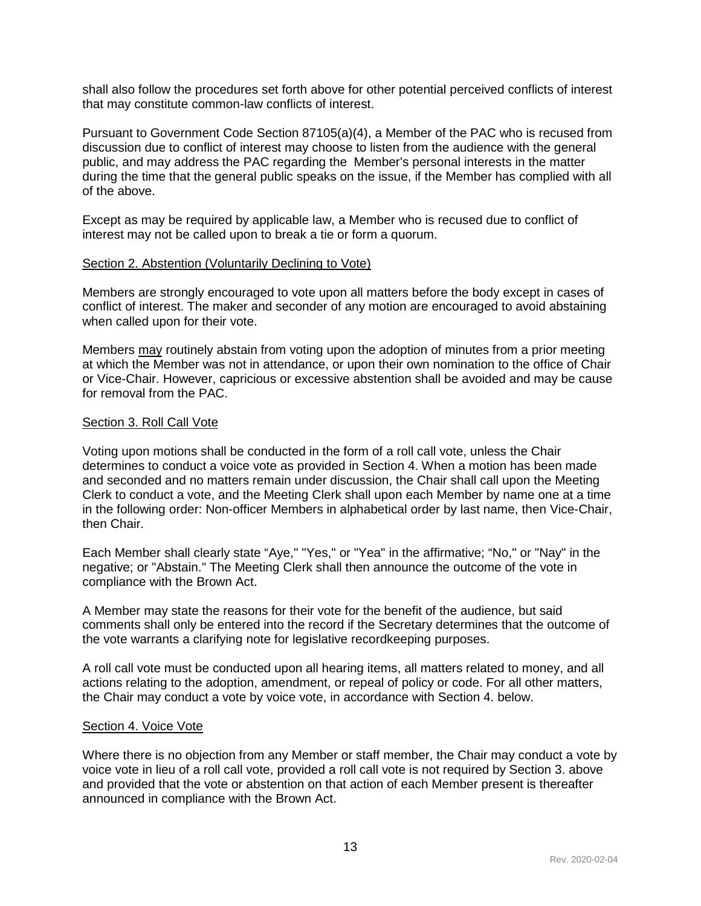shall also follow the procedures set forth above for other potential perceived conflicts of interest that may constitute common-law conflicts of interest.

Pursuant to Government Code Section 87105(a)(4), a Member of the PAC who is recused from discussion due to conflict of interest may choose to listen from the audience with the general public, and may address the PAC regarding the Member's personal interests in the matter during the time that the general public speaks on the issue, if the Member has complied with all of the above.

Except as may be required by applicable law, a Member who is recused due to conflict of interest may not be called upon to break a tie or form a quorum.

<u>Section 2. Abstention (Voluntarily Declining to Vote)</u>

Members are strongly encouraged to vote upon all matters before the body except in cases of conflict of interest. The maker and seconder of any motion are encouraged to avoid abstaining when called upon for their vote.

Members <u>may</u> routinely abstain from voting upon the adoption of minutes from a prior meeting at which the Member was not in attendance, or upon their own nomination to the office of Chair or Vice-Chair. However, capricious or excessive abstention shall be avoided and may be cause for removal from the PAC.

<u>Section 3. Roll Call Vote</u>

Voting upon motions shall be conducted in the form of a roll call vote, unless the Chair determines to conduct a voice vote as provided in Section 4. When a motion has been made and seconded and no matters remain under discussion, the Chair shall call upon the Meeting Clerk to conduct a vote, and the Meeting Clerk shall upon each Member by name one at a time in the following order: Non-officer Members in alphabetical order by last name, then Vice-Chair, then Chair.

Each Member shall clearly state "Aye," "Yes," or "Yea" in the affirmative; "No," or "Nay" in the negative; or "Abstain." The Meeting Clerk shall then announce the outcome of the vote in compliance with the Brown Act.

A Member may state the reasons for their vote for the benefit of the audience, but said comments shall only be entered into the record if the Secretary determines that the outcome of the vote warrants a clarifying note for legislative recordkeeping purposes.

A roll call vote must be conducted upon all hearing items, all matters related to money, and all actions relating to the adoption, amendment, or repeal of policy or code. For all other matters, the Chair may conduct a vote by voice vote, in accordance with Section 4. below.

<u>Section 4. Voice Vote</u>

Where there is no objection from any Member or staff member, the Chair may conduct a vote by voice vote in lieu of a roll call vote, provided a roll call vote is not required by Section 3. above and provided that the vote or abstention on that action of each Member present is thereafter announced in compliance with the Brown Act.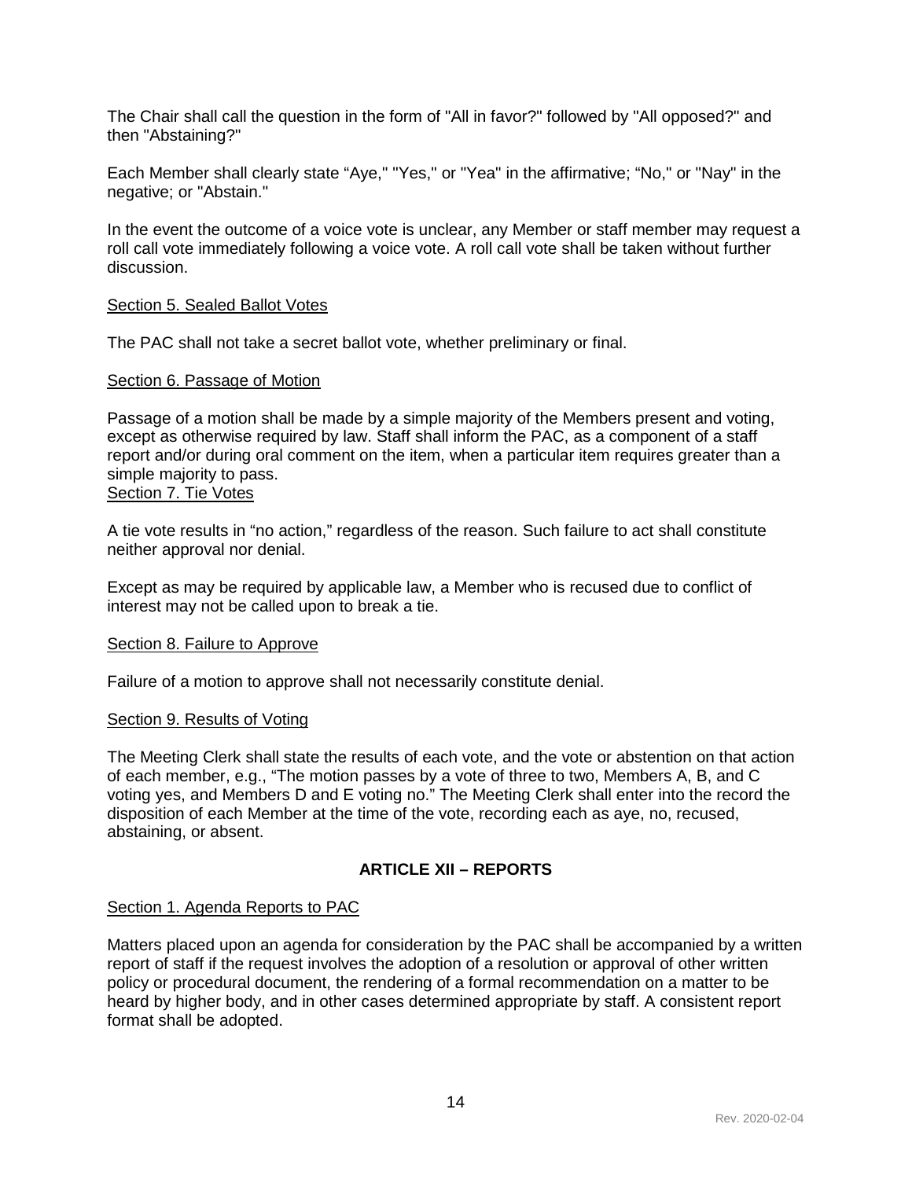The Chair shall call the question in the form of "All in favor?" followed by "All opposed?" and then "Abstaining?"

Each Member shall clearly state "Aye," "Yes," or "Yea" in the affirmative; "No," or "Nay" in the negative; or "Abstain."

In the event the outcome of a voice vote is unclear, any Member or staff member may request a roll call vote immediately following a voice vote. A roll call vote shall be taken without further discussion.

Section 5. Sealed Ballot Votes

The PAC shall not take a secret ballot vote, whether preliminary or final.

Section 6. Passage of Motion

Passage of a motion shall be made by a simple majority of the Members present and voting, except as otherwise required by law. Staff shall inform the PAC, as a component of a staff report and/or during oral comment on the item, when a particular item requires greater than a simple majority to pass.

Section 7. Tie Votes

A tie vote results in "no action," regardless of the reason. Such failure to act shall constitute neither approval nor denial.

Except as may be required by applicable law, a Member who is recused due to conflict of interest may not be called upon to break a tie.

Section 8. Failure to Approve

Failure of a motion to approve shall not necessarily constitute denial.

Section 9. Results of Voting

The Meeting Clerk shall state the results of each vote, and the vote or abstention on that action of each member, e.g., "The motion passes by a vote of three to two, Members A, B, and C voting yes, and Members D and E voting no." The Meeting Clerk shall enter into the record the disposition of each Member at the time of the vote, recording each as aye, no, recused, abstaining, or absent.

## ARTICLE XII – REPORTS

Section 1. Agenda Reports to PAC

Matters placed upon an agenda for consideration by the PAC shall be accompanied by a written report of staff if the request involves the adoption of a resolution or approval of other written policy or procedural document, the rendering of a formal recommendation on a matter to be heard by higher body, and in other cases determined appropriate by staff. A consistent report format shall be adopted.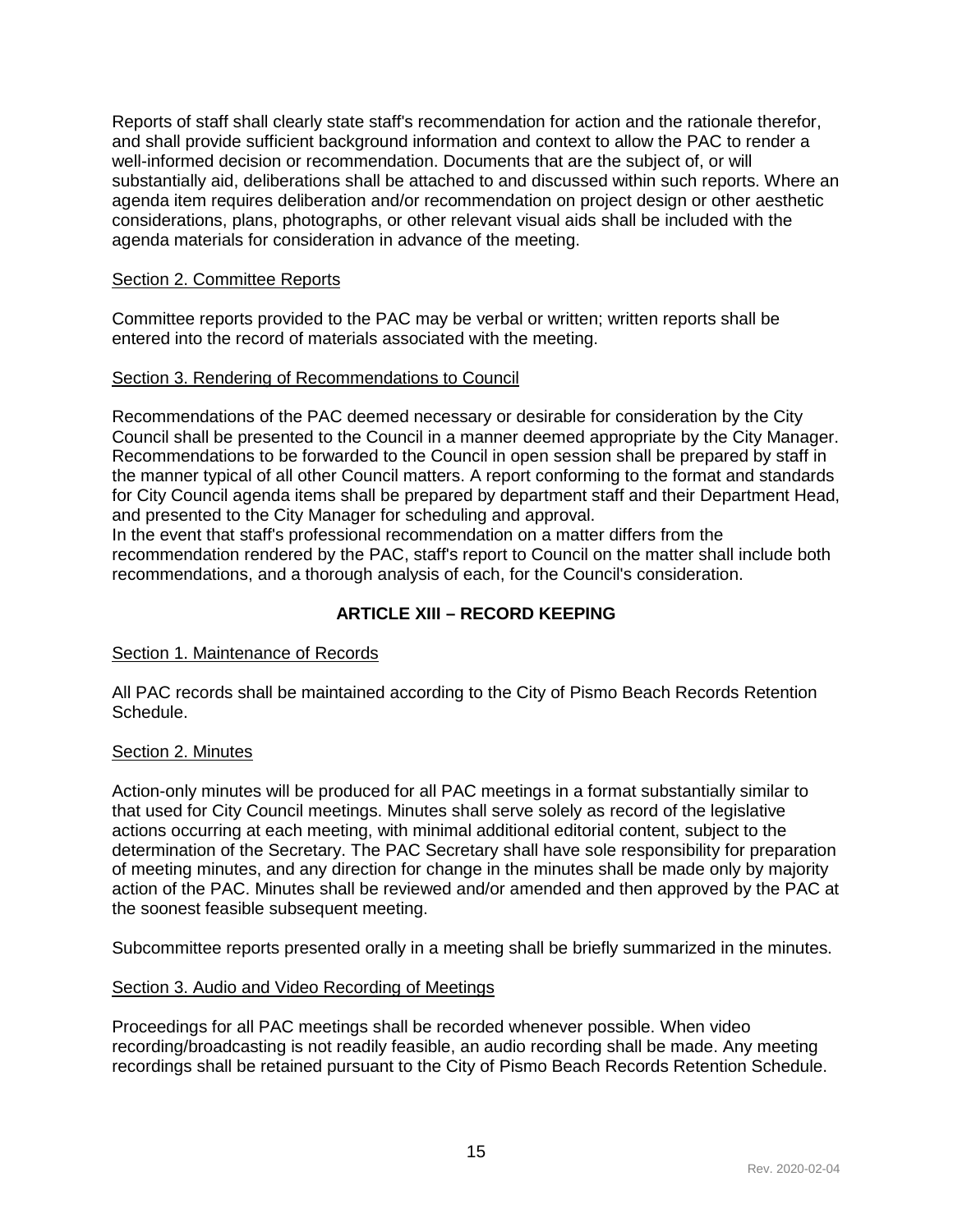Reports of staff shall clearly state staff's recommendation for action and the rationale therefor, and shall provide sufficient background information and context to allow the PAC to render a well-informed decision or recommendation. Documents that are the subject of, or will substantially aid, deliberations shall be attached to and discussed within such reports. Where an agenda item requires deliberation and/or recommendation on project design or other aesthetic considerations, plans, photographs, or other relevant visual aids shall be included with the agenda materials for consideration in advance of the meeting.

Section 2. Committee Reports

Committee reports provided to the PAC may be verbal or written; written reports shall be entered into the record of materials associated with the meeting.

Section 3. Rendering of Recommendations to Council

Recommendations of the PAC deemed necessary or desirable for consideration by the City Council shall be presented to the Council in a manner deemed appropriate by the City Manager. Recommendations to be forwarded to the Council in open session shall be prepared by staff in the manner typical of all other Council matters. A report conforming to the format and standards for City Council agenda items shall be prepared by department staff and their Department Head, and presented to the City Manager for scheduling and approval.
In the event that staff's professional recommendation on a matter differs from the recommendation rendered by the PAC, staff's report to Council on the matter shall include both recommendations, and a thorough analysis of each, for the Council's consideration.

## ARTICLE XIII – RECORD KEEPING

Section 1. Maintenance of Records

All PAC records shall be maintained according to the City of Pismo Beach Records Retention Schedule.

Section 2. Minutes

Action-only minutes will be produced for all PAC meetings in a format substantially similar to that used for City Council meetings. Minutes shall serve solely as record of the legislative actions occurring at each meeting, with minimal additional editorial content, subject to the determination of the Secretary. The PAC Secretary shall have sole responsibility for preparation of meeting minutes, and any direction for change in the minutes shall be made only by majority action of the PAC. Minutes shall be reviewed and/or amended and then approved by the PAC at the soonest feasible subsequent meeting.

Subcommittee reports presented orally in a meeting shall be briefly summarized in the minutes.

Section 3. Audio and Video Recording of Meetings

Proceedings for all PAC meetings shall be recorded whenever possible. When video recording/broadcasting is not readily feasible, an audio recording shall be made. Any meeting recordings shall be retained pursuant to the City of Pismo Beach Records Retention Schedule.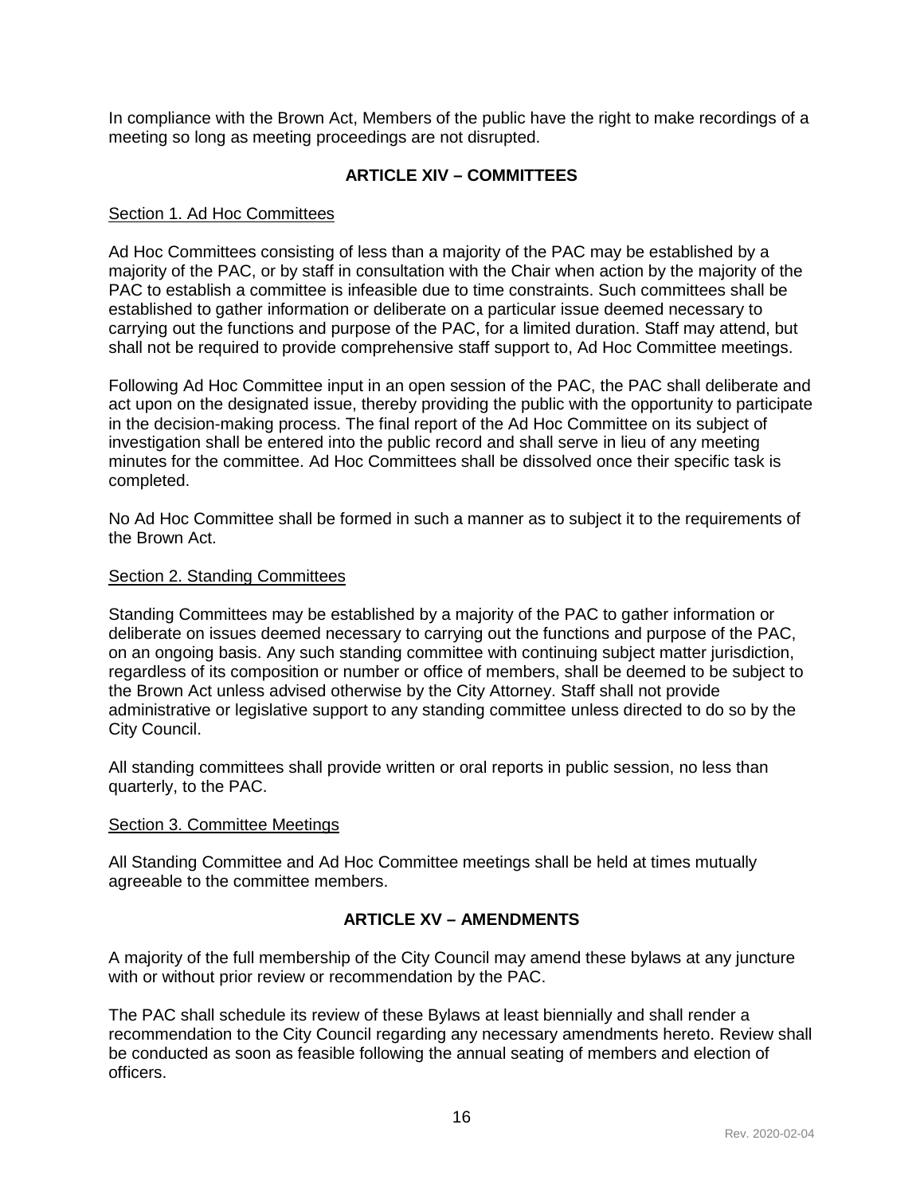In compliance with the Brown Act, Members of the public have the right to make recordings of a meeting so long as meeting proceedings are not disrupted.

## ARTICLE XIV – COMMITTEES

Section 1. Ad Hoc Committees

Ad Hoc Committees consisting of less than a majority of the PAC may be established by a majority of the PAC, or by staff in consultation with the Chair when action by the majority of the PAC to establish a committee is infeasible due to time constraints. Such committees shall be established to gather information or deliberate on a particular issue deemed necessary to carrying out the functions and purpose of the PAC, for a limited duration. Staff may attend, but shall not be required to provide comprehensive staff support to, Ad Hoc Committee meetings.

Following Ad Hoc Committee input in an open session of the PAC, the PAC shall deliberate and act upon on the designated issue, thereby providing the public with the opportunity to participate in the decision-making process. The final report of the Ad Hoc Committee on its subject of investigation shall be entered into the public record and shall serve in lieu of any meeting minutes for the committee. Ad Hoc Committees shall be dissolved once their specific task is completed.

No Ad Hoc Committee shall be formed in such a manner as to subject it to the requirements of the Brown Act.

Section 2. Standing Committees

Standing Committees may be established by a majority of the PAC to gather information or deliberate on issues deemed necessary to carrying out the functions and purpose of the PAC, on an ongoing basis. Any such standing committee with continuing subject matter jurisdiction, regardless of its composition or number or office of members, shall be deemed to be subject to the Brown Act unless advised otherwise by the City Attorney. Staff shall not provide administrative or legislative support to any standing committee unless directed to do so by the City Council.

All standing committees shall provide written or oral reports in public session, no less than quarterly, to the PAC.

Section 3. Committee Meetings

All Standing Committee and Ad Hoc Committee meetings shall be held at times mutually agreeable to the committee members.

## ARTICLE XV – AMENDMENTS

A majority of the full membership of the City Council may amend these bylaws at any juncture with or without prior review or recommendation by the PAC.

The PAC shall schedule its review of these Bylaws at least biennially and shall render a recommendation to the City Council regarding any necessary amendments hereto. Review shall be conducted as soon as feasible following the annual seating of members and election of officers.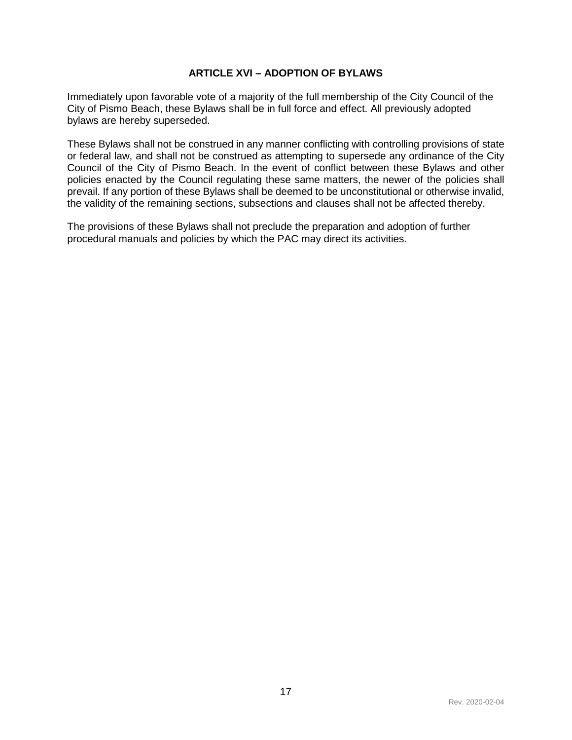## ARTICLE XVI – ADOPTION OF BYLAWS

Immediately upon favorable vote of a majority of the full membership of the City Council of the City of Pismo Beach, these Bylaws shall be in full force and effect. All previously adopted bylaws are hereby superseded.

These Bylaws shall not be construed in any manner conflicting with controlling provisions of state or federal law, and shall not be construed as attempting to supersede any ordinance of the City Council of the City of Pismo Beach. In the event of conflict between these Bylaws and other policies enacted by the Council regulating these same matters, the newer of the policies shall prevail. If any portion of these Bylaws shall be deemed to be unconstitutional or otherwise invalid, the validity of the remaining sections, subsections and clauses shall not be affected thereby.

The provisions of these Bylaws shall not preclude the preparation and adoption of further procedural manuals and policies by which the PAC may direct its activities.